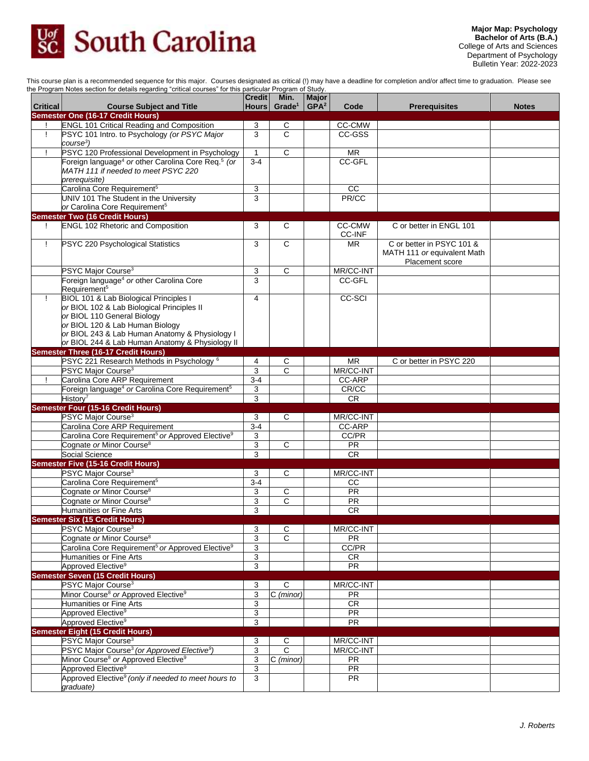**Major Map: Psychology**
**Bachelor of Arts (B.A.)**
College of Arts and Sciences
Department of Psychology
Bulletin Year: 2022-2023

# South Carolina

This course plan is a recommended sequence for this major. Courses designated as critical (!) may have a deadline for completion and/or affect time to graduation. Please see the Program Notes section for details regarding "critical courses" for this particular Program of Study.

| Critical | Course Subject and Title | Credit Hours | Min. Grade[1] | Major GPA[2] | Code | Prerequisites | Notes |
|---|---|---|---|---|---|---|---|
| **Semester One (16-17 Credit Hours)** | | | | | | | |
| ! | ENGL 101 Critical Reading and Composition | 3 | C | | CC-CMW | | |
| ! | PSYC 101 Intro. to Psychology *(or PSYC Major course[3])* | 3 | C | | CC-GSS | | |
| ! | PSYC 120 Professional Development in Psychology | 1 | C | | MR | | |
| | Foreign language[4] *or* other Carolina Core Req.[5] *(or MATH 111 if needed to meet PSYC 220 prerequisite)* | 3-4 | | | CC-GFL | | |
| | Carolina Core Requirement[5] | 3 | | | CC | | |
| | UNIV 101 The Student in the University *or* Carolina Core Requirement[5] | 3 | | | PR/CC | | |
| **Semester Two (16 Credit Hours)** | | | | | | | |
| ! | ENGL 102 Rhetoric and Composition | 3 | C | | CC-CMW CC-INF | C or better in ENGL 101 | |
| ! | PSYC 220 Psychological Statistics | 3 | C | | MR | C or better in PSYC 101 & MATH 111 *or* equivalent Math Placement score | |
| | PSYC Major Course[3] | 3 | C | | MR/CC-INT | | |
| | Foreign language[4] *or* other Carolina Core Requirement[5] | 3 | | | CC-GFL | | |
| ! | BIOL 101 & Lab Biological Principles I *or* BIOL 102 & Lab Biological Principles II *or* BIOL 110 General Biology *or* BIOL 120 & Lab Human Biology *or* BIOL 243 & Lab Human Anatomy & Physiology I *or* BIOL 244 & Lab Human Anatomy & Physiology II | 4 | | | CC-SCI | | |
| **Semester Three (16-17 Credit Hours)** | | | | | | | |
| | PSYC 221 Research Methods in Psychology [6] | 4 | C | | MR | C or better in PSYC 220 | |
| | PSYC Major Course[3] | 3 | C | | MR/CC-INT | | |
| ! | Carolina Core ARP Requirement | 3-4 | | | CC-ARP | | |
| | Foreign language[4] *or* Carolina Core Requirement[5] | 3 | | | CR/CC | | |
| | History[7] | 3 | | | CR | | |
| **Semester Four (15-16 Credit Hours)** | | | | | | | |
| | PSYC Major Course[3] | 3 | C | | MR/CC-INT | | |
| | Carolina Core ARP Requirement | 3-4 | | | CC-ARP | | |
| | Carolina Core Requirement[5] *or* Approved Elective[9] | 3 | | | CC/PR | | |
| | Cognate *or* Minor Course[8] | 3 | C | | PR | | |
| | Social Science | 3 | | | CR | | |
| **Semester Five (15-16 Credit Hours)** | | | | | | | |
| | PSYC Major Course[3] | 3 | C | | MR/CC-INT | | |
| | Carolina Core Requirement[5] | 3-4 | | | CC | | |
| | Cognate *or* Minor Course[8] | 3 | C | | PR | | |
| | Cognate *or* Minor Course[8] | 3 | C | | PR | | |
| | Humanities or Fine Arts | 3 | | | CR | | |
| **Semester Six (15 Credit Hours)** | | | | | | | |
| | PSYC Major Course[3] | 3 | C | | MR/CC-INT | | |
| | Cognate *or* Minor Course[8] | 3 | C | | PR | | |
| | Carolina Core Requirement[5] *or* Approved Elective[9] | 3 | | | CC/PR | | |
| | Humanities or Fine Arts | 3 | | | CR | | |
| | Approved Elective[9] | 3 | | | PR | | |
| **Semester Seven (15 Credit Hours)** | | | | | | | |
| | PSYC Major Course[3] | 3 | C | | MR/CC-INT | | |
| | Minor Course[8] *or* Approved Elective[9] | 3 | C *(minor)* | | PR | | |
| | Humanities or Fine Arts | 3 | | | CR | | |
| | Approved Elective[9] | 3 | | | PR | | |
| | Approved Elective[9] | 3 | | | PR | | |
| **Semester Eight (15 Credit Hours)** | | | | | | | |
| | PSYC Major Course[3] | 3 | C | | MR/CC-INT | | |
| | PSYC Major Course[3] *(or Approved Elective[9])* | 3 | C | | MR/CC-INT | | |
| | Minor Course[8] *or* Approved Elective[9] | 3 | C *(minor)* | | PR | | |
| | Approved Elective[9] | 3 | | | PR | | |
| | Approved Elective[9] *(only if needed to meet hours to graduate)* | 3 | | | PR | | |

*J. Roberts*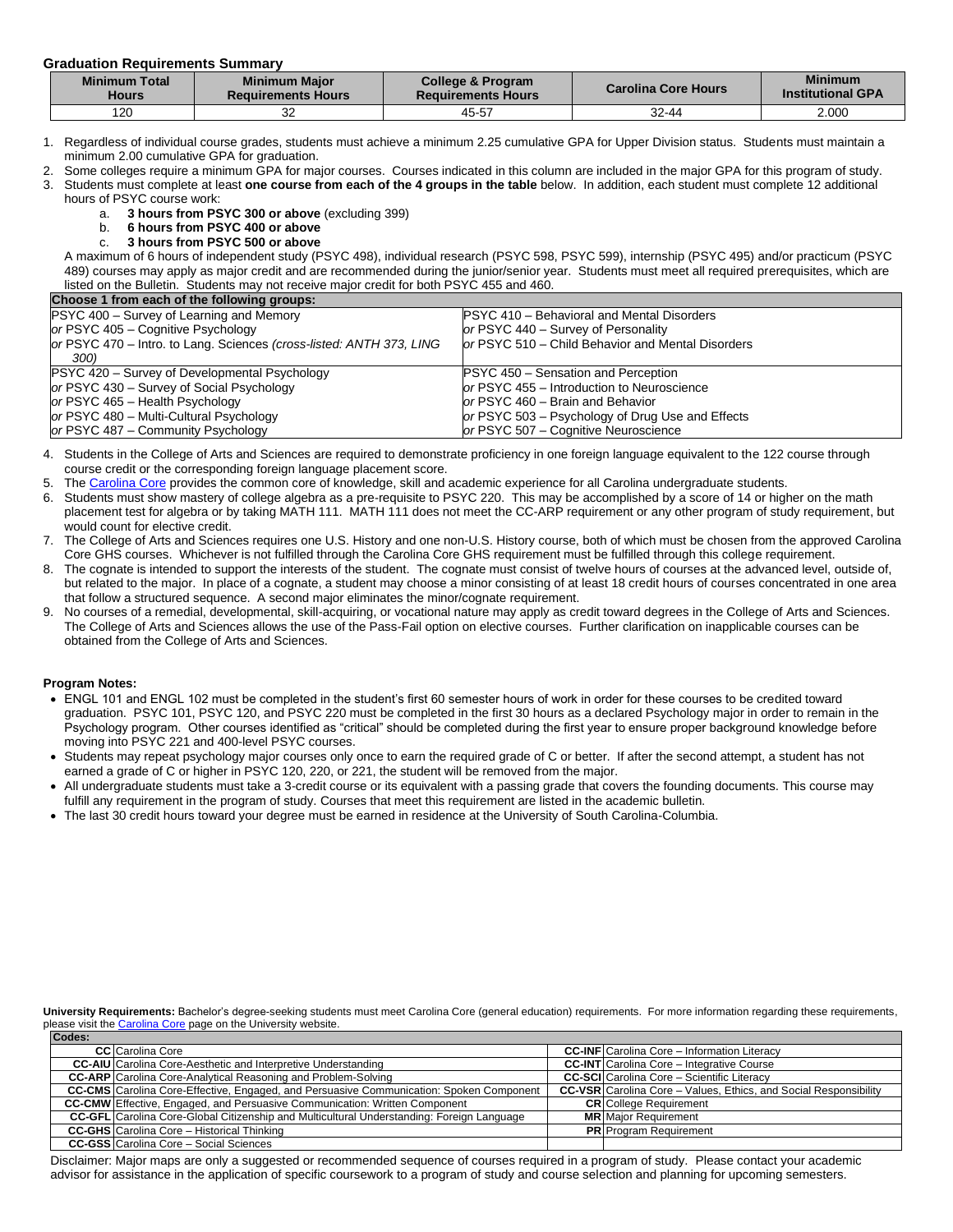### Graduation Requirements Summary

| Minimum Total Hours | Minimum Major Requirements Hours | College & Program Requirements Hours | Carolina Core Hours | Minimum Institutional GPA |
|---|---|---|---|---|
| 120 | 32 | 45-57 | 32-44 | 2.000 |

1. Regardless of individual course grades, students must achieve a minimum 2.25 cumulative GPA for Upper Division status. Students must maintain a minimum 2.00 cumulative GPA for graduation.
2. Some colleges require a minimum GPA for major courses. Courses indicated in this column are included in the major GPA for this program of study.
3. Students must complete at least **one course from each of the 4 groups in the table** below. In addition, each student must complete 12 additional hours of PSYC course work:
   a. **3 hours from PSYC 300 or above** (excluding 399)
   b. **6 hours from PSYC 400 or above**
   c. **3 hours from PSYC 500 or above**

   A maximum of 6 hours of independent study (PSYC 498), individual research (PSYC 598, PSYC 599), internship (PSYC 495) and/or practicum (PSYC 489) courses may apply as major credit and are recommended during the junior/senior year. Students must meet all required prerequisites, which are listed on the Bulletin. Students may not receive major credit for both PSYC 455 and 460.

| Choose 1 from each of the following groups: | |
|---|---|
| PSYC 400 – Survey of Learning and Memory<br>*or* PSYC 405 – Cognitive Psychology<br>*or* PSYC 470 – Intro. to Lang. Sciences *(cross-listed: ANTH 373, LING 300)* | PSYC 410 – Behavioral and Mental Disorders<br>*or* PSYC 440 – Survey of Personality<br>*or* PSYC 510 – Child Behavior and Mental Disorders |
| PSYC 420 – Survey of Developmental Psychology<br>*or* PSYC 430 – Survey of Social Psychology<br>*or* PSYC 465 – Health Psychology<br>*or* PSYC 480 – Multi-Cultural Psychology<br>*or* PSYC 487 – Community Psychology | PSYC 450 – Sensation and Perception<br>*or* PSYC 455 – Introduction to Neuroscience<br>*or* PSYC 460 – Brain and Behavior<br>*or* PSYC 503 – Psychology of Drug Use and Effects<br>*or* PSYC 507 – Cognitive Neuroscience |

4. Students in the College of Arts and Sciences are required to demonstrate proficiency in one foreign language equivalent to the 122 course through course credit or the corresponding foreign language placement score.
5. The Carolina Core provides the common core of knowledge, skill and academic experience for all Carolina undergraduate students.
6. Students must show mastery of college algebra as a pre-requisite to PSYC 220. This may be accomplished by a score of 14 or higher on the math placement test for algebra or by taking MATH 111. MATH 111 does not meet the CC-ARP requirement or any other program of study requirement, but would count for elective credit.
7. The College of Arts and Sciences requires one U.S. History and one non-U.S. History course, both of which must be chosen from the approved Carolina Core GHS courses. Whichever is not fulfilled through the Carolina Core GHS requirement must be fulfilled through this college requirement.
8. The cognate is intended to support the interests of the student. The cognate must consist of twelve hours of courses at the advanced level, outside of, but related to the major. In place of a cognate, a student may choose a minor consisting of at least 18 credit hours of courses concentrated in one area that follow a structured sequence. A second major eliminates the minor/cognate requirement.
9. No courses of a remedial, developmental, skill-acquiring, or vocational nature may apply as credit toward degrees in the College of Arts and Sciences. The College of Arts and Sciences allows the use of the Pass-Fail option on elective courses. Further clarification on inapplicable courses can be obtained from the College of Arts and Sciences.

**Program Notes:**

- ENGL 101 and ENGL 102 must be completed in the student's first 60 semester hours of work in order for these courses to be credited toward graduation. PSYC 101, PSYC 120, and PSYC 220 must be completed in the first 30 hours as a declared Psychology major in order to remain in the Psychology program. Other courses identified as "critical" should be completed during the first year to ensure proper background knowledge before moving into PSYC 221 and 400-level PSYC courses.
- Students may repeat psychology major courses only once to earn the required grade of C or better. If after the second attempt, a student has not earned a grade of C or higher in PSYC 120, 220, or 221, the student will be removed from the major.
- All undergraduate students must take a 3-credit course or its equivalent with a passing grade that covers the founding documents. This course may fulfill any requirement in the program of study. Courses that meet this requirement are listed in the academic bulletin.
- The last 30 credit hours toward your degree must be earned in residence at the University of South Carolina-Columbia.

**University Requirements:** Bachelor's degree-seeking students must meet Carolina Core (general education) requirements. For more information regarding these requirements, please visit the Carolina Core page on the University website.

| Codes: | | | |
|---|---|---|---|
| **CC** | Carolina Core | **CC-INF** | Carolina Core – Information Literacy |
| **CC-AIU** | Carolina Core-Aesthetic and Interpretive Understanding | **CC-INT** | Carolina Core – Integrative Course |
| **CC-ARP** | Carolina Core-Analytical Reasoning and Problem-Solving | **CC-SCI** | Carolina Core – Scientific Literacy |
| **CC-CMS** | Carolina Core-Effective, Engaged, and Persuasive Communication: Spoken Component | **CC-VSR** | Carolina Core – Values, Ethics, and Social Responsibility |
| **CC-CMW** | Effective, Engaged, and Persuasive Communication: Written Component | **CR** | College Requirement |
| **CC-GFL** | Carolina Core-Global Citizenship and Multicultural Understanding: Foreign Language | **MR** | Major Requirement |
| **CC-GHS** | Carolina Core – Historical Thinking | **PR** | Program Requirement |
| **CC-GSS** | Carolina Core – Social Sciences | | |

Disclaimer: Major maps are only a suggested or recommended sequence of courses required in a program of study. Please contact your academic advisor for assistance in the application of specific coursework to a program of study and course selection and planning for upcoming semesters.